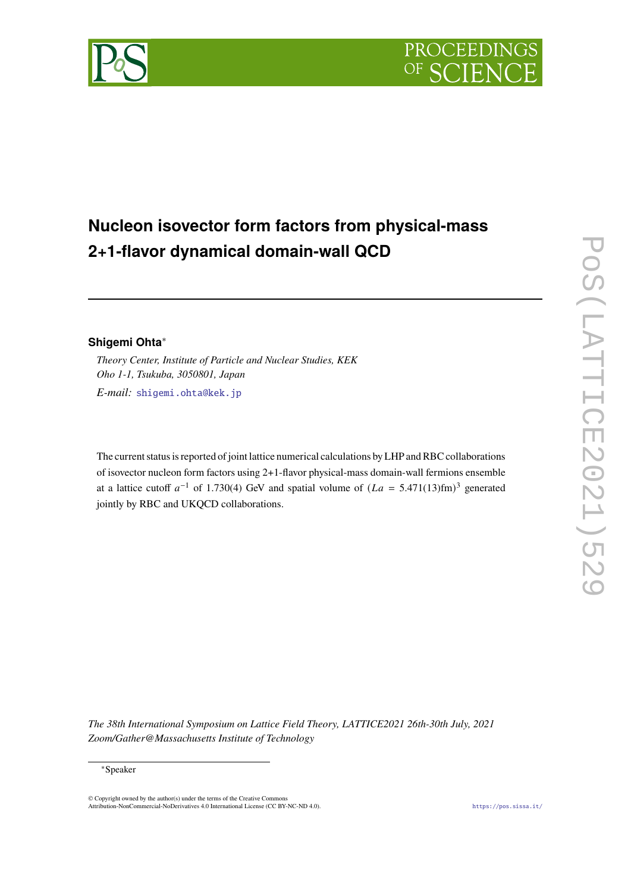# Nucleon isovector form factors from physical-mass 2+1-flavor dynamical domain-wall QCD

**Shigemi Ohta**[*]

*Theory Center, Institute of Particle and Nuclear Studies, KEK*
*Oho 1-1, Tsukuba, 3050801, Japan*

*E-mail:* shigemi.ohta@kek.jp

The current status is reported of joint lattice numerical calculations by LHP and RBC collaborations of isovector nucleon form factors using 2+1-flavor physical-mass domain-wall fermions ensemble at a lattice cutoff $a^{-1}$ of 1.730(4) GeV and spatial volume of $(La = 5.471(13)\text{fm})^3$ generated jointly by RBC and UKQCD collaborations.

*The 38th International Symposium on Lattice Field Theory, LATTICE2021 26th-30th July, 2021*
*Zoom/Gather@Massachusetts Institute of Technology*

[*]Speaker

© Copyright owned by the author(s) under the terms of the Creative Commons Attribution-NonCommercial-NoDerivatives 4.0 International License (CC BY-NC-ND 4.0).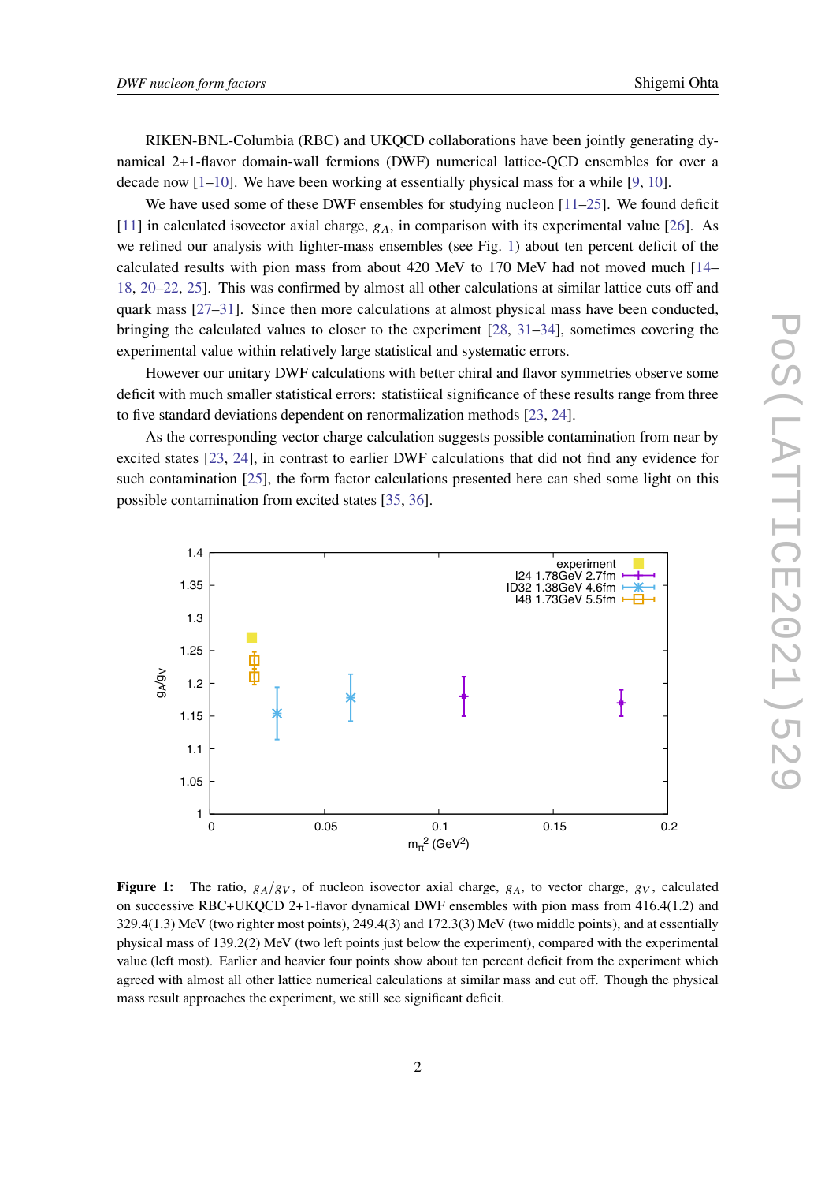RIKEN-BNL-Columbia (RBC) and UKQCD collaborations have been jointly generating dynamical 2+1-flavor domain-wall fermions (DWF) numerical lattice-QCD ensembles for over a decade now [1–10]. We have been working at essentially physical mass for a while [9, 10].

We have used some of these DWF ensembles for studying nucleon [11–25]. We found deficit [11] in calculated isovector axial charge, $g_A$, in comparison with its experimental value [26]. As we refined our analysis with lighter-mass ensembles (see Fig. 1) about ten percent deficit of the calculated results with pion mass from about 420 MeV to 170 MeV had not moved much [14–18, 20–22, 25]. This was confirmed by almost all other calculations at similar lattice cuts off and quark mass [27–31]. Since then more calculations at almost physical mass have been conducted, bringing the calculated values to closer to the experiment [28, 31–34], sometimes covering the experimental value within relatively large statistical and systematic errors.

However our unitary DWF calculations with better chiral and flavor symmetries observe some deficit with much smaller statistical errors: statistiical significance of these results range from three to five standard deviations dependent on renormalization methods [23, 24].

As the corresponding vector charge calculation suggests possible contamination from near by excited states [23, 24], in contrast to earlier DWF calculations that did not find any evidence for such contamination [25], the form factor calculations presented here can shed some light on this possible contamination from excited states [35, 36].

**Figure 1:** The ratio, $g_A/g_V$, of nucleon isovector axial charge, $g_A$, to vector charge, $g_V$, calculated on successive RBC+UKQCD 2+1-flavor dynamical DWF ensembles with pion mass from 416.4(1.2) and 329.4(1.3) MeV (two righter most points), 249.4(3) and 172.3(3) MeV (two middle points), and at essentially physical mass of 139.2(2) MeV (two left points just below the experiment), compared with the experimental value (left most). Earlier and heavier four points show about ten percent deficit from the experiment which agreed with almost all other lattice numerical calculations at similar mass and cut off. Though the physical mass result approaches the experiment, we still see significant deficit.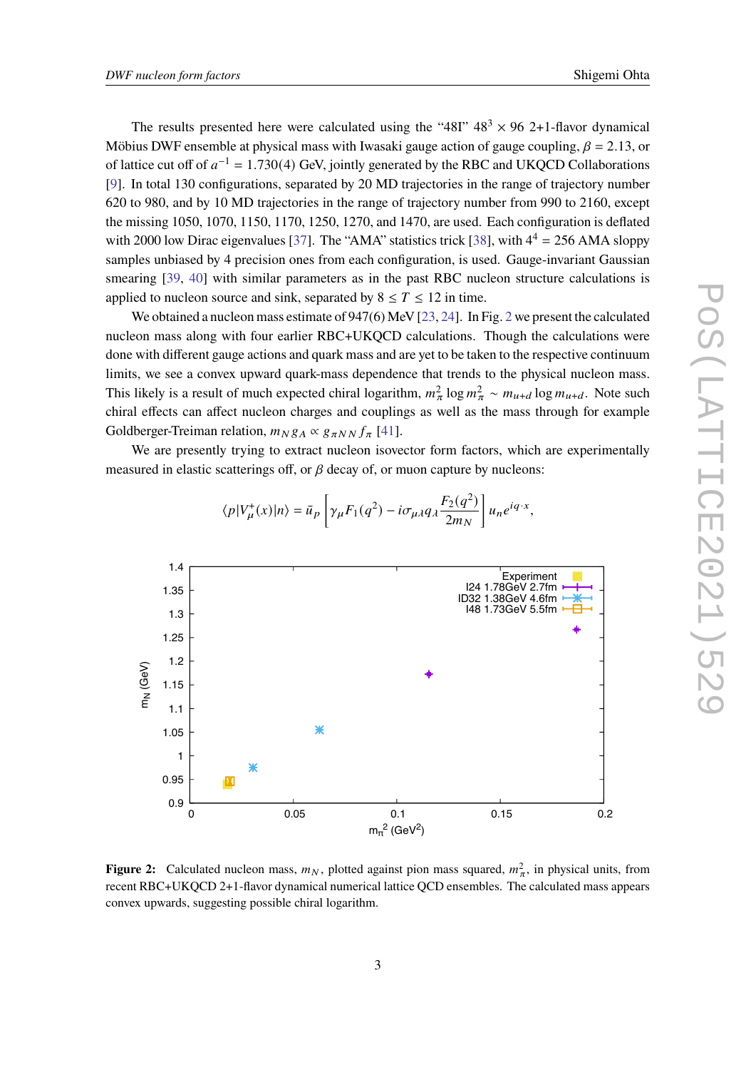The results presented here were calculated using the "48I" $48^3 \times 96$ 2+1-flavor dynamical Möbius DWF ensemble at physical mass with Iwasaki gauge action of gauge coupling, $\beta = 2.13$, or of lattice cut off of $a^{-1} = 1.730(4)$ GeV, jointly generated by the RBC and UKQCD Collaborations [9]. In total 130 configurations, separated by 20 MD trajectories in the range of trajectory number 620 to 980, and by 10 MD trajectories in the range of trajectory number from 990 to 2160, except the missing 1050, 1070, 1150, 1170, 1250, 1270, and 1470, are used. Each configuration is deflated with 2000 low Dirac eigenvalues [37]. The "AMA" statistics trick [38], with $4^4 = 256$ AMA sloppy samples unbiased by 4 precision ones from each configuration, is used. Gauge-invariant Gaussian smearing [39, 40] with similar parameters as in the past RBC nucleon structure calculations is applied to nucleon source and sink, separated by $8 \leq T \leq 12$ in time.

We obtained a nucleon mass estimate of 947(6) MeV [23, 24]. In Fig. 2 we present the calculated nucleon mass along with four earlier RBC+UKQCD calculations. Though the calculations were done with different gauge actions and quark mass and are yet to be taken to the respective continuum limits, we see a convex upward quark-mass dependence that trends to the physical nucleon mass. This likely is a result of much expected chiral logarithm, $m_\pi^2 \log m_\pi^2 \sim m_{u+d} \log m_{u+d}$. Note such chiral effects can affect nucleon charges and couplings as well as the mass through for example Goldberger-Treiman relation, $m_N g_A \propto g_{\pi NN} f_\pi$ [41].

We are presently trying to extract nucleon isovector form factors, which are experimentally measured in elastic scatterings off, or $\beta$ decay of, or muon capture by nucleons:

$$\langle p|V_\mu^+(x)|n\rangle = \bar{u}_p \left[\gamma_\mu F_1(q^2) - i\sigma_{\mu\lambda} q_\lambda \frac{F_2(q^2)}{2m_N}\right] u_n e^{iq\cdot x},$$

**Figure 2:** Calculated nucleon mass, $m_N$, plotted against pion mass squared, $m_\pi^2$, in physical units, from recent RBC+UKQCD 2+1-flavor dynamical numerical lattice QCD ensembles. The calculated mass appears convex upwards, suggesting possible chiral logarithm.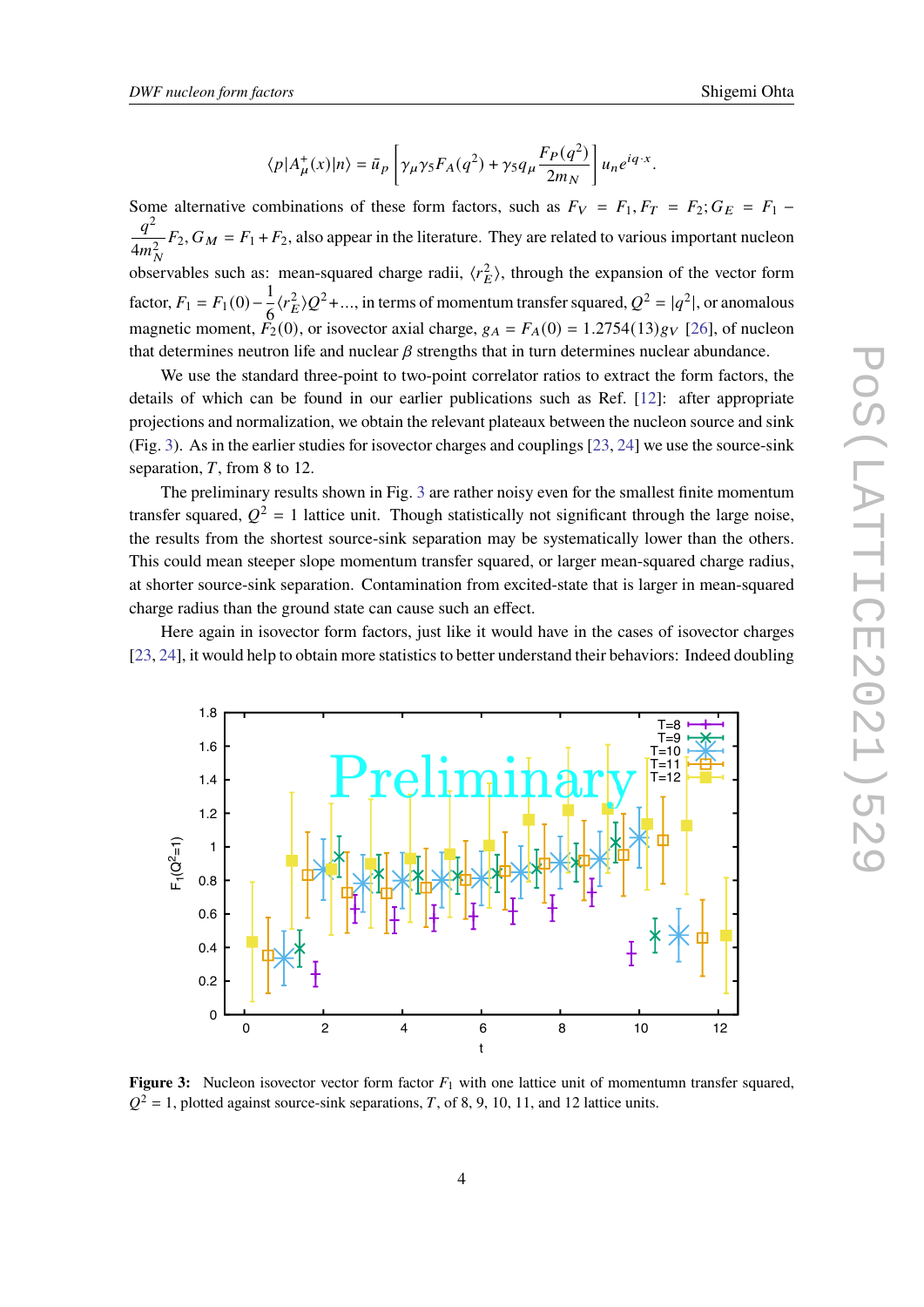$$\langle p|A^+_\mu(x)|n\rangle = \bar{u}_p \left[\gamma_\mu\gamma_5 F_A(q^2) + \gamma_5 q_\mu \frac{F_P(q^2)}{2m_N}\right] u_n e^{iq\cdot x}.$$

Some alternative combinations of these form factors, such as $F_V = F_1, F_T = F_2; G_E = F_1 - \frac{q^2}{4m_N^2}F_2, G_M = F_1 + F_2$, also appear in the literature. They are related to various important nucleon observables such as: mean-squared charge radii, $\langle r_E^2\rangle$, through the expansion of the vector form factor, $F_1 = F_1(0) - \frac{1}{6}\langle r_E^2\rangle Q^2 + ...$, in terms of momentum transfer squared, $Q^2 = |q^2|$, or anomalous magnetic moment, $F_2(0)$, or isovector axial charge, $g_A = F_A(0) = 1.2754(13)g_V$ [26], of nucleon that determines neutron life and nuclear $\beta$ strengths that in turn determines nuclear abundance.

We use the standard three-point to two-point correlator ratios to extract the form factors, the details of which can be found in our earlier publications such as Ref. [12]: after appropriate projections and normalization, we obtain the relevant plateaux between the nucleon source and sink (Fig. 3). As in the earlier studies for isovector charges and couplings [23, 24] we use the source-sink separation, $T$, from 8 to 12.

The preliminary results shown in Fig. 3 are rather noisy even for the smallest finite momentum transfer squared, $Q^2 = 1$ lattice unit. Though statistically not significant through the large noise, the results from the shortest source-sink separation may be systematically lower than the others. This could mean steeper slope momentum transfer squared, or larger mean-squared charge radius, at shorter source-sink separation. Contamination from excited-state that is larger in mean-squared charge radius than the ground state can cause such an effect.

Here again in isovector form factors, just like it would have in the cases of isovector charges [23, 24], it would help to obtain more statistics to better understand their behaviors: Indeed doubling

**Figure 3:** Nucleon isovector vector form factor $F_1$ with one lattice unit of momentumn transfer squared, $Q^2 = 1$, plotted against source-sink separations, $T$, of 8, 9, 10, 11, and 12 lattice units.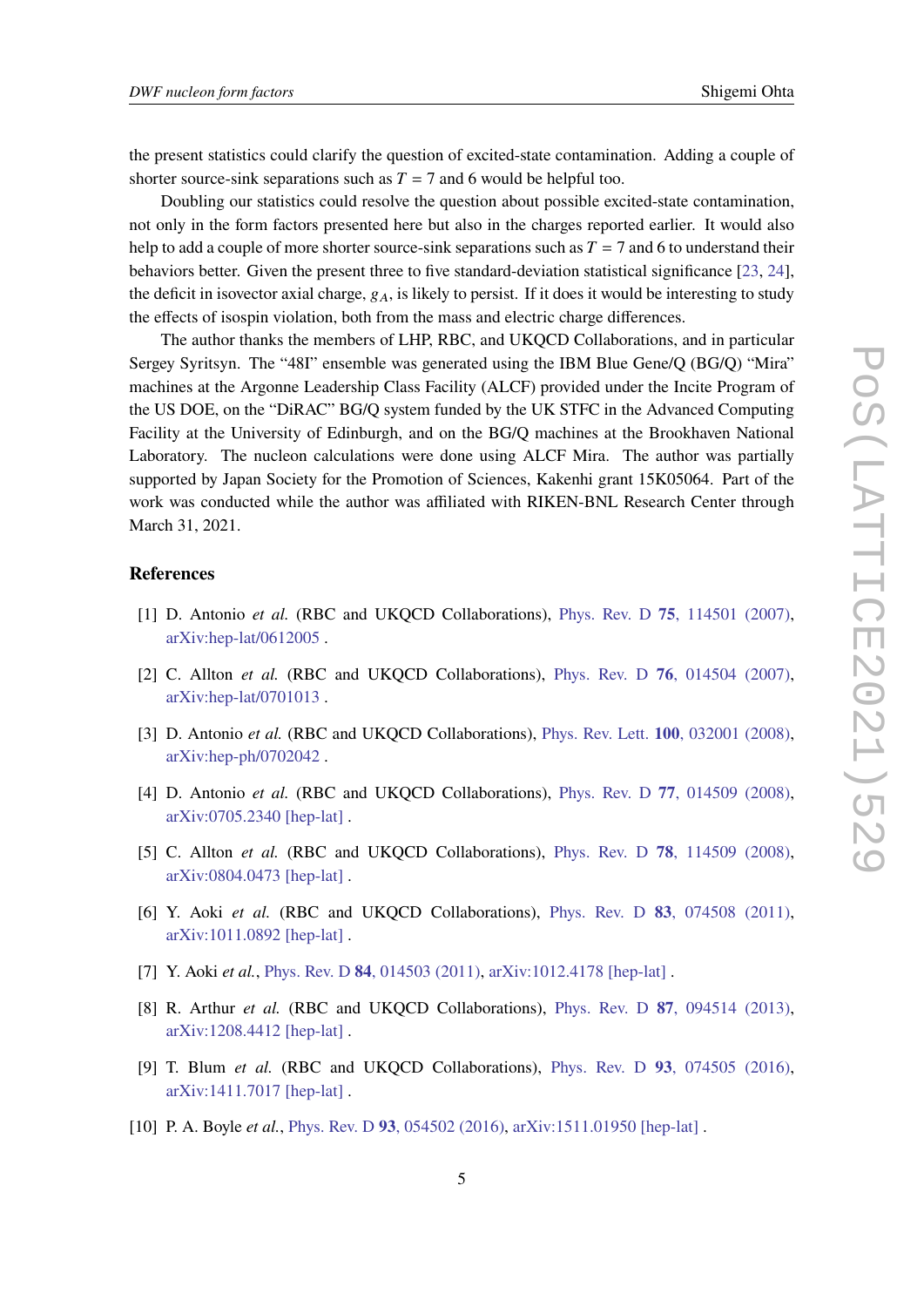the present statistics could clarify the question of excited-state contamination. Adding a couple of shorter source-sink separations such as $T = 7$ and 6 would be helpful too.

Doubling our statistics could resolve the question about possible excited-state contamination, not only in the form factors presented here but also in the charges reported earlier. It would also help to add a couple of more shorter source-sink separations such as $T = 7$ and 6 to understand their behaviors better. Given the present three to five standard-deviation statistical significance [23, 24], the deficit in isovector axial charge, $g_A$, is likely to persist. If it does it would be interesting to study the effects of isospin violation, both from the mass and electric charge differences.

The author thanks the members of LHP, RBC, and UKQCD Collaborations, and in particular Sergey Syritsyn. The "48I" ensemble was generated using the IBM Blue Gene/Q (BG/Q) "Mira" machines at the Argonne Leadership Class Facility (ALCF) provided under the Incite Program of the US DOE, on the "DiRAC" BG/Q system funded by the UK STFC in the Advanced Computing Facility at the University of Edinburgh, and on the BG/Q machines at the Brookhaven National Laboratory. The nucleon calculations were done using ALCF Mira. The author was partially supported by Japan Society for the Promotion of Sciences, Kakenhi grant 15K05064. Part of the work was conducted while the author was affiliated with RIKEN-BNL Research Center through March 31, 2021.

## References

[1] D. Antonio *et al.* (RBC and UKQCD Collaborations), Phys. Rev. D **75**, 114501 (2007), arXiv:hep-lat/0612005 .

[2] C. Allton *et al.* (RBC and UKQCD Collaborations), Phys. Rev. D **76**, 014504 (2007), arXiv:hep-lat/0701013 .

[3] D. Antonio *et al.* (RBC and UKQCD Collaborations), Phys. Rev. Lett. **100**, 032001 (2008), arXiv:hep-ph/0702042 .

[4] D. Antonio *et al.* (RBC and UKQCD Collaborations), Phys. Rev. D **77**, 014509 (2008), arXiv:0705.2340 [hep-lat] .

[5] C. Allton *et al.* (RBC and UKQCD Collaborations), Phys. Rev. D **78**, 114509 (2008), arXiv:0804.0473 [hep-lat] .

[6] Y. Aoki *et al.* (RBC and UKQCD Collaborations), Phys. Rev. D **83**, 074508 (2011), arXiv:1011.0892 [hep-lat] .

[7] Y. Aoki *et al.*, Phys. Rev. D **84**, 014503 (2011), arXiv:1012.4178 [hep-lat] .

[8] R. Arthur *et al.* (RBC and UKQCD Collaborations), Phys. Rev. D **87**, 094514 (2013), arXiv:1208.4412 [hep-lat] .

[9] T. Blum *et al.* (RBC and UKQCD Collaborations), Phys. Rev. D **93**, 074505 (2016), arXiv:1411.7017 [hep-lat] .

[10] P. A. Boyle *et al.*, Phys. Rev. D **93**, 054502 (2016), arXiv:1511.01950 [hep-lat] .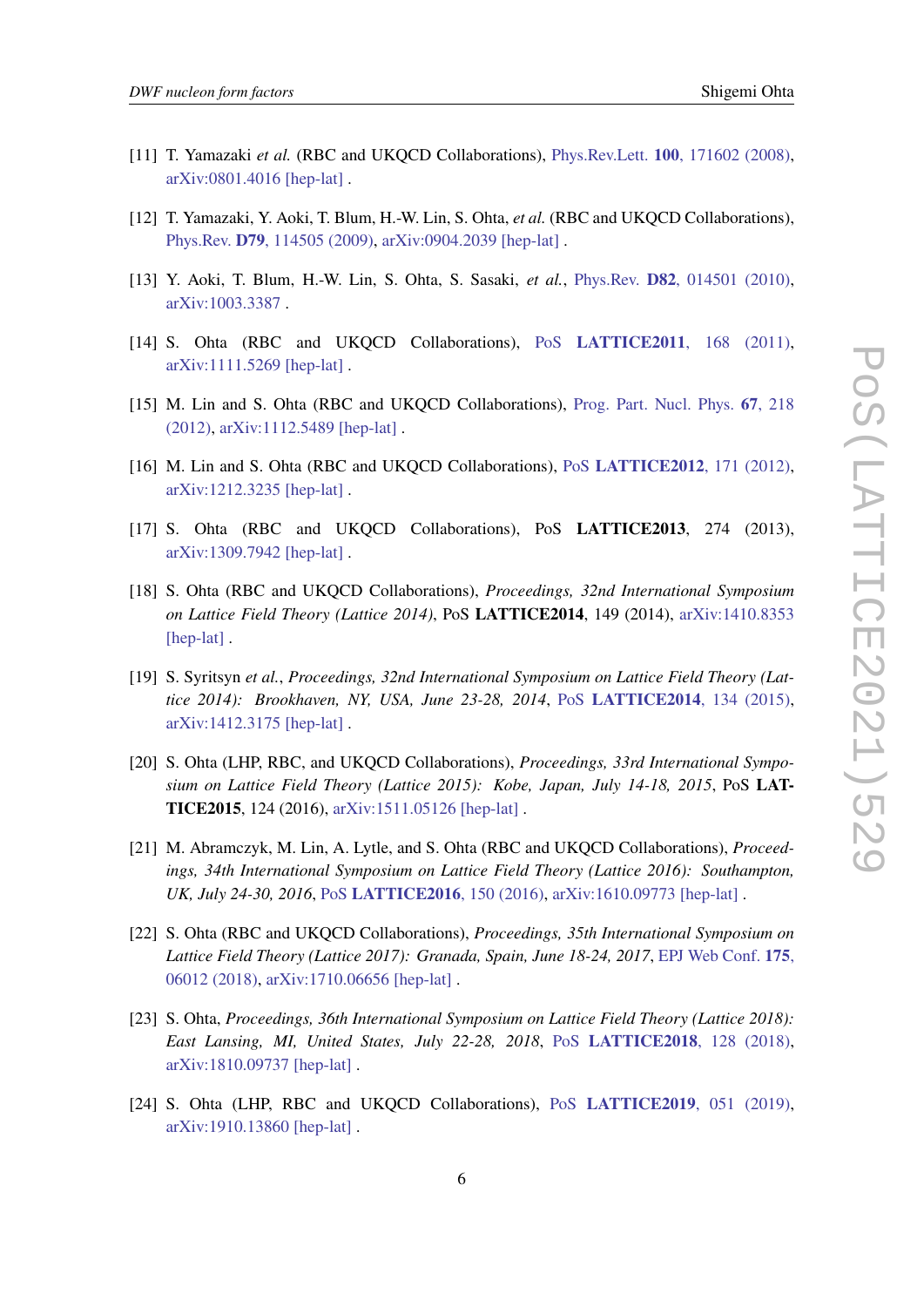[11] T. Yamazaki *et al.* (RBC and UKQCD Collaborations), Phys.Rev.Lett. **100**, 171602 (2008), arXiv:0801.4016 [hep-lat] .

[12] T. Yamazaki, Y. Aoki, T. Blum, H.-W. Lin, S. Ohta, *et al.* (RBC and UKQCD Collaborations), Phys.Rev. **D79**, 114505 (2009), arXiv:0904.2039 [hep-lat] .

[13] Y. Aoki, T. Blum, H.-W. Lin, S. Ohta, S. Sasaki, *et al.*, Phys.Rev. **D82**, 014501 (2010), arXiv:1003.3387 .

[14] S. Ohta (RBC and UKQCD Collaborations), PoS **LATTICE2011**, 168 (2011), arXiv:1111.5269 [hep-lat] .

[15] M. Lin and S. Ohta (RBC and UKQCD Collaborations), Prog. Part. Nucl. Phys. **67**, 218 (2012), arXiv:1112.5489 [hep-lat] .

[16] M. Lin and S. Ohta (RBC and UKQCD Collaborations), PoS **LATTICE2012**, 171 (2012), arXiv:1212.3235 [hep-lat] .

[17] S. Ohta (RBC and UKQCD Collaborations), PoS **LATTICE2013**, 274 (2013), arXiv:1309.7942 [hep-lat] .

[18] S. Ohta (RBC and UKQCD Collaborations), *Proceedings, 32nd International Symposium on Lattice Field Theory (Lattice 2014)*, PoS **LATTICE2014**, 149 (2014), arXiv:1410.8353 [hep-lat] .

[19] S. Syritsyn *et al.*, *Proceedings, 32nd International Symposium on Lattice Field Theory (Lattice 2014): Brookhaven, NY, USA, June 23-28, 2014*, PoS **LATTICE2014**, 134 (2015), arXiv:1412.3175 [hep-lat] .

[20] S. Ohta (LHP, RBC, and UKQCD Collaborations), *Proceedings, 33rd International Symposium on Lattice Field Theory (Lattice 2015): Kobe, Japan, July 14-18, 2015*, PoS **LATTICE2015**, 124 (2016), arXiv:1511.05126 [hep-lat] .

[21] M. Abramczyk, M. Lin, A. Lytle, and S. Ohta (RBC and UKQCD Collaborations), *Proceedings, 34th International Symposium on Lattice Field Theory (Lattice 2016): Southampton, UK, July 24-30, 2016*, PoS **LATTICE2016**, 150 (2016), arXiv:1610.09773 [hep-lat] .

[22] S. Ohta (RBC and UKQCD Collaborations), *Proceedings, 35th International Symposium on Lattice Field Theory (Lattice 2017): Granada, Spain, June 18-24, 2017*, EPJ Web Conf. **175**, 06012 (2018), arXiv:1710.06656 [hep-lat] .

[23] S. Ohta, *Proceedings, 36th International Symposium on Lattice Field Theory (Lattice 2018): East Lansing, MI, United States, July 22-28, 2018*, PoS **LATTICE2018**, 128 (2018), arXiv:1810.09737 [hep-lat] .

[24] S. Ohta (LHP, RBC and UKQCD Collaborations), PoS **LATTICE2019**, 051 (2019), arXiv:1910.13860 [hep-lat] .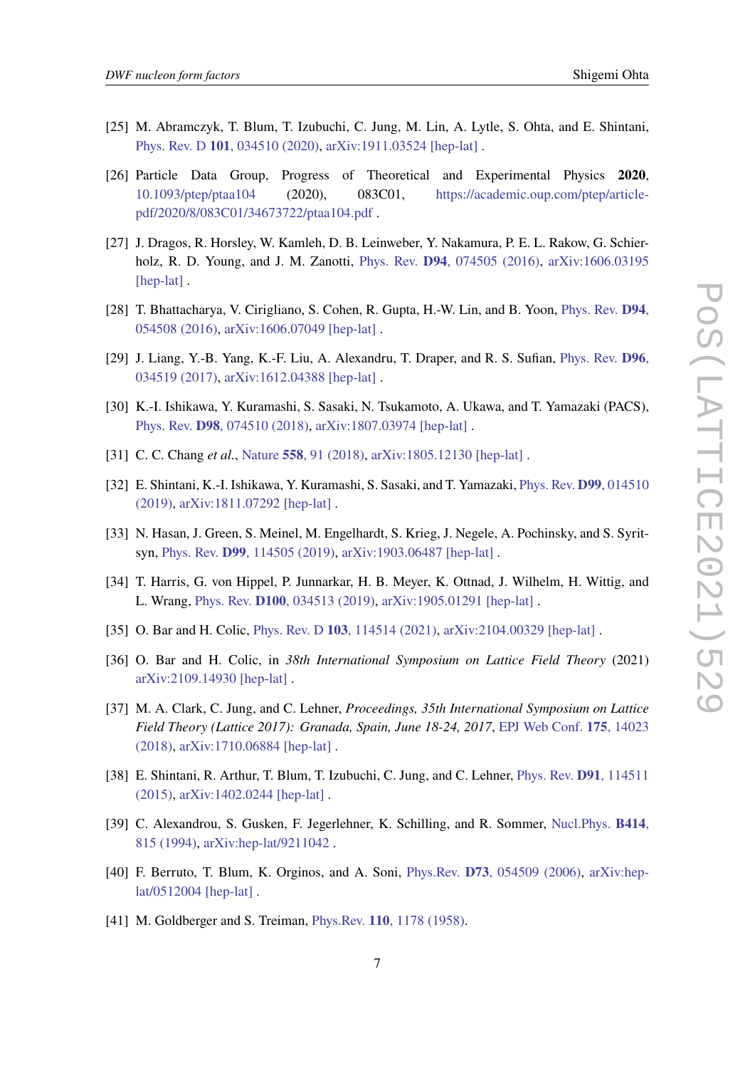[25] M. Abramczyk, T. Blum, T. Izubuchi, C. Jung, M. Lin, A. Lytle, S. Ohta, and E. Shintani, Phys. Rev. D **101**, 034510 (2020), arXiv:1911.03524 [hep-lat] .

[26] Particle Data Group, Progress of Theoretical and Experimental Physics **2020**, 10.1093/ptep/ptaa104 (2020), 083C01, https://academic.oup.com/ptep/article-pdf/2020/8/083C01/34673722/ptaa104.pdf .

[27] J. Dragos, R. Horsley, W. Kamleh, D. B. Leinweber, Y. Nakamura, P. E. L. Rakow, G. Schierholz, R. D. Young, and J. M. Zanotti, Phys. Rev. **D94**, 074505 (2016), arXiv:1606.03195 [hep-lat] .

[28] T. Bhattacharya, V. Cirigliano, S. Cohen, R. Gupta, H.-W. Lin, and B. Yoon, Phys. Rev. **D94**, 054508 (2016), arXiv:1606.07049 [hep-lat] .

[29] J. Liang, Y.-B. Yang, K.-F. Liu, A. Alexandru, T. Draper, and R. S. Sufian, Phys. Rev. **D96**, 034519 (2017), arXiv:1612.04388 [hep-lat] .

[30] K.-I. Ishikawa, Y. Kuramashi, S. Sasaki, N. Tsukamoto, A. Ukawa, and T. Yamazaki (PACS), Phys. Rev. **D98**, 074510 (2018), arXiv:1807.03974 [hep-lat] .

[31] C. C. Chang *et al.*, Nature **558**, 91 (2018), arXiv:1805.12130 [hep-lat] .

[32] E. Shintani, K.-I. Ishikawa, Y. Kuramashi, S. Sasaki, and T. Yamazaki, Phys. Rev. **D99**, 014510 (2019), arXiv:1811.07292 [hep-lat] .

[33] N. Hasan, J. Green, S. Meinel, M. Engelhardt, S. Krieg, J. Negele, A. Pochinsky, and S. Syritsyn, Phys. Rev. **D99**, 114505 (2019), arXiv:1903.06487 [hep-lat] .

[34] T. Harris, G. von Hippel, P. Junnarkar, H. B. Meyer, K. Ottnad, J. Wilhelm, H. Wittig, and L. Wrang, Phys. Rev. **D100**, 034513 (2019), arXiv:1905.01291 [hep-lat] .

[35] O. Bar and H. Colic, Phys. Rev. D **103**, 114514 (2021), arXiv:2104.00329 [hep-lat] .

[36] O. Bar and H. Colic, in *38th International Symposium on Lattice Field Theory* (2021) arXiv:2109.14930 [hep-lat] .

[37] M. A. Clark, C. Jung, and C. Lehner, *Proceedings, 35th International Symposium on Lattice Field Theory (Lattice 2017): Granada, Spain, June 18-24, 2017*, EPJ Web Conf. **175**, 14023 (2018), arXiv:1710.06884 [hep-lat] .

[38] E. Shintani, R. Arthur, T. Blum, T. Izubuchi, C. Jung, and C. Lehner, Phys. Rev. **D91**, 114511 (2015), arXiv:1402.0244 [hep-lat] .

[39] C. Alexandrou, S. Gusken, F. Jegerlehner, K. Schilling, and R. Sommer, Nucl.Phys. **B414**, 815 (1994), arXiv:hep-lat/9211042 .

[40] F. Berruto, T. Blum, K. Orginos, and A. Soni, Phys.Rev. **D73**, 054509 (2006), arXiv:hep-lat/0512004 [hep-lat] .

[41] M. Goldberger and S. Treiman, Phys.Rev. **110**, 1178 (1958).